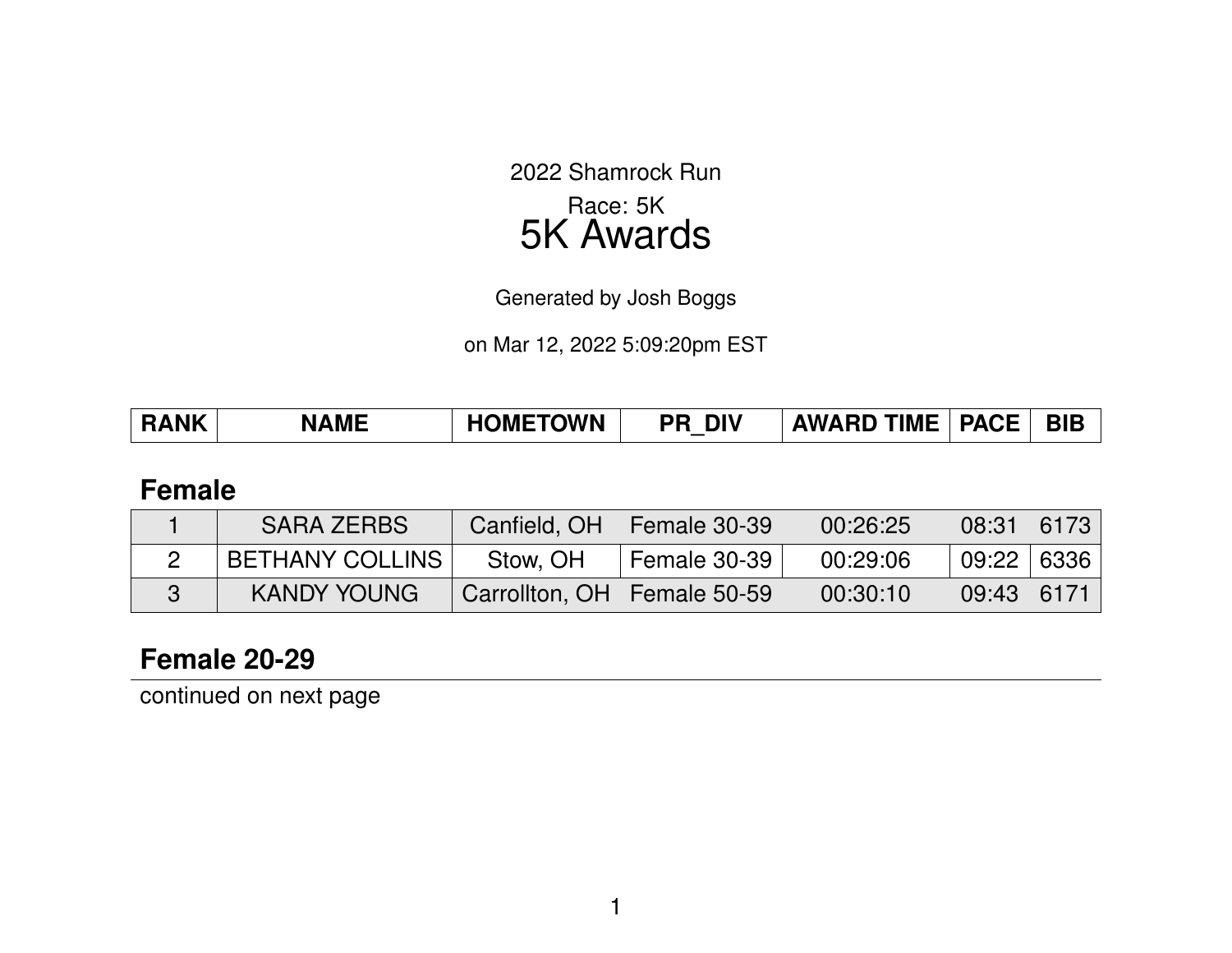2022 Shamrock Run

Race: 5K

# 5K Awards

Generated by Josh Boggs

on Mar 12, 2022 5:09:20pm EST

| RANK | NAME | HOMETOWN | PR_DIV | AWARD TIME | PACE | BIB |
|---|---|---|---|---|---|---|

## Female

| RANK | NAME | HOMETOWN | PR_DIV | AWARD TIME | PACE | BIB |
|---|---|---|---|---|---|---|
| 1 | SARA ZERBS | Canfield, OH | Female 30-39 | 00:26:25 | 08:31 | 6173 |
| 2 | BETHANY COLLINS | Stow, OH | Female 30-39 | 00:29:06 | 09:22 | 6336 |
| 3 | KANDY YOUNG | Carrollton, OH | Female 50-59 | 00:30:10 | 09:43 | 6171 |

## Female 20-29

continued on next page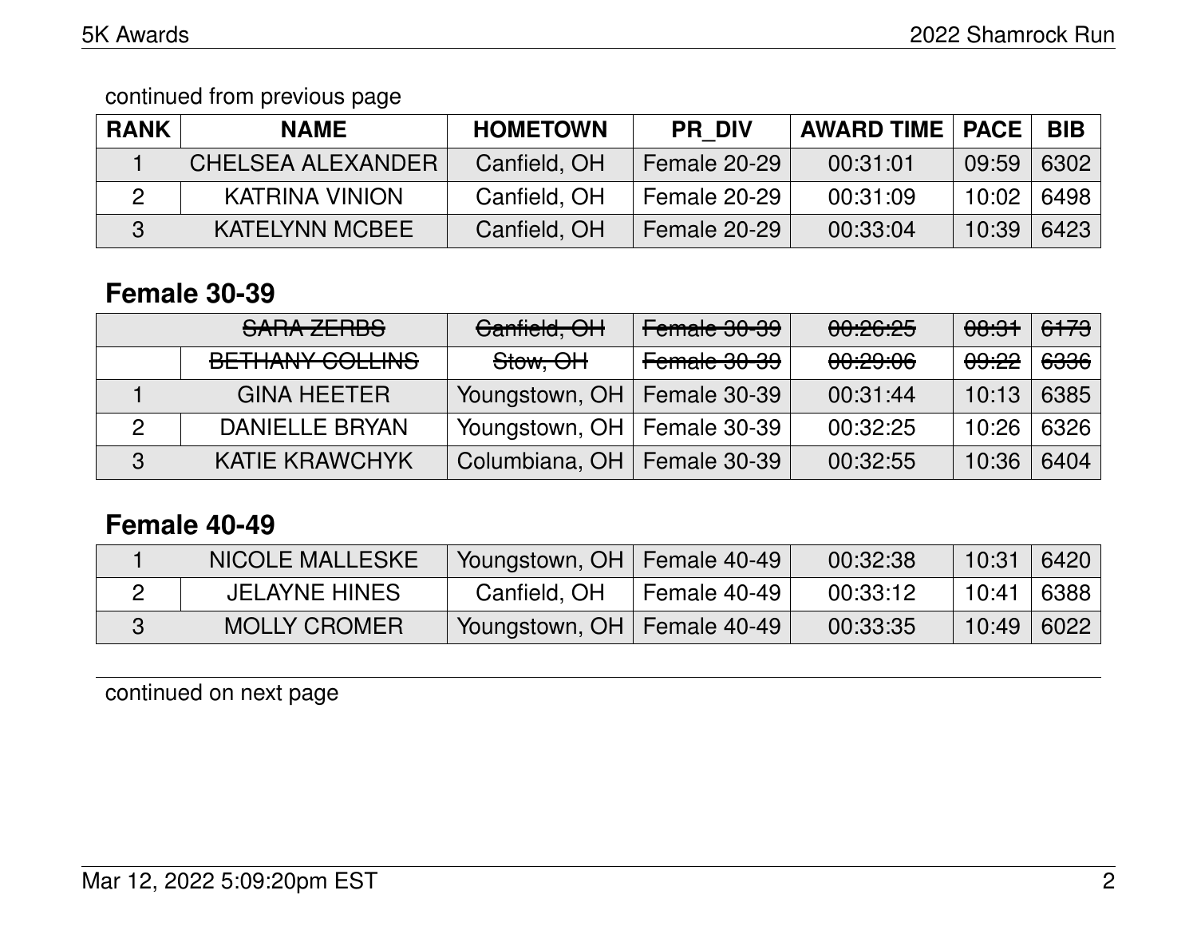continued from previous page

| RANK | NAME | HOMETOWN | PR_DIV | AWARD TIME | PACE | BIB |
|---|---|---|---|---|---|---|
| 1 | CHELSEA ALEXANDER | Canfield, OH | Female 20-29 | 00:31:01 | 09:59 | 6302 |
| 2 | KATRINA VINION | Canfield, OH | Female 20-29 | 00:31:09 | 10:02 | 6498 |
| 3 | KATELYNN MCBEE | Canfield, OH | Female 20-29 | 00:33:04 | 10:39 | 6423 |

## Female 30-39

| RANK | NAME | HOMETOWN | PR_DIV | AWARD TIME | PACE | BIB |
|---|---|---|---|---|---|---|
| | ~~SARA ZERBS~~ | ~~Canfield, OH~~ | ~~Female 30-39~~ | ~~00:26:25~~ | ~~08:31~~ | ~~6173~~ |
| | ~~BETHANY COLLINS~~ | ~~Stow, OH~~ | ~~Female 30-39~~ | ~~00:29:06~~ | ~~09:22~~ | ~~6336~~ |
| 1 | GINA HEETER | Youngstown, OH | Female 30-39 | 00:31:44 | 10:13 | 6385 |
| 2 | DANIELLE BRYAN | Youngstown, OH | Female 30-39 | 00:32:25 | 10:26 | 6326 |
| 3 | KATIE KRAWCHYK | Columbiana, OH | Female 30-39 | 00:32:55 | 10:36 | 6404 |

## Female 40-49

| RANK | NAME | HOMETOWN | PR_DIV | AWARD TIME | PACE | BIB |
|---|---|---|---|---|---|---|
| 1 | NICOLE MALLESKE | Youngstown, OH | Female 40-49 | 00:32:38 | 10:31 | 6420 |
| 2 | JELAYNE HINES | Canfield, OH | Female 40-49 | 00:33:12 | 10:41 | 6388 |
| 3 | MOLLY CROMER | Youngstown, OH | Female 40-49 | 00:33:35 | 10:49 | 6022 |

continued on next page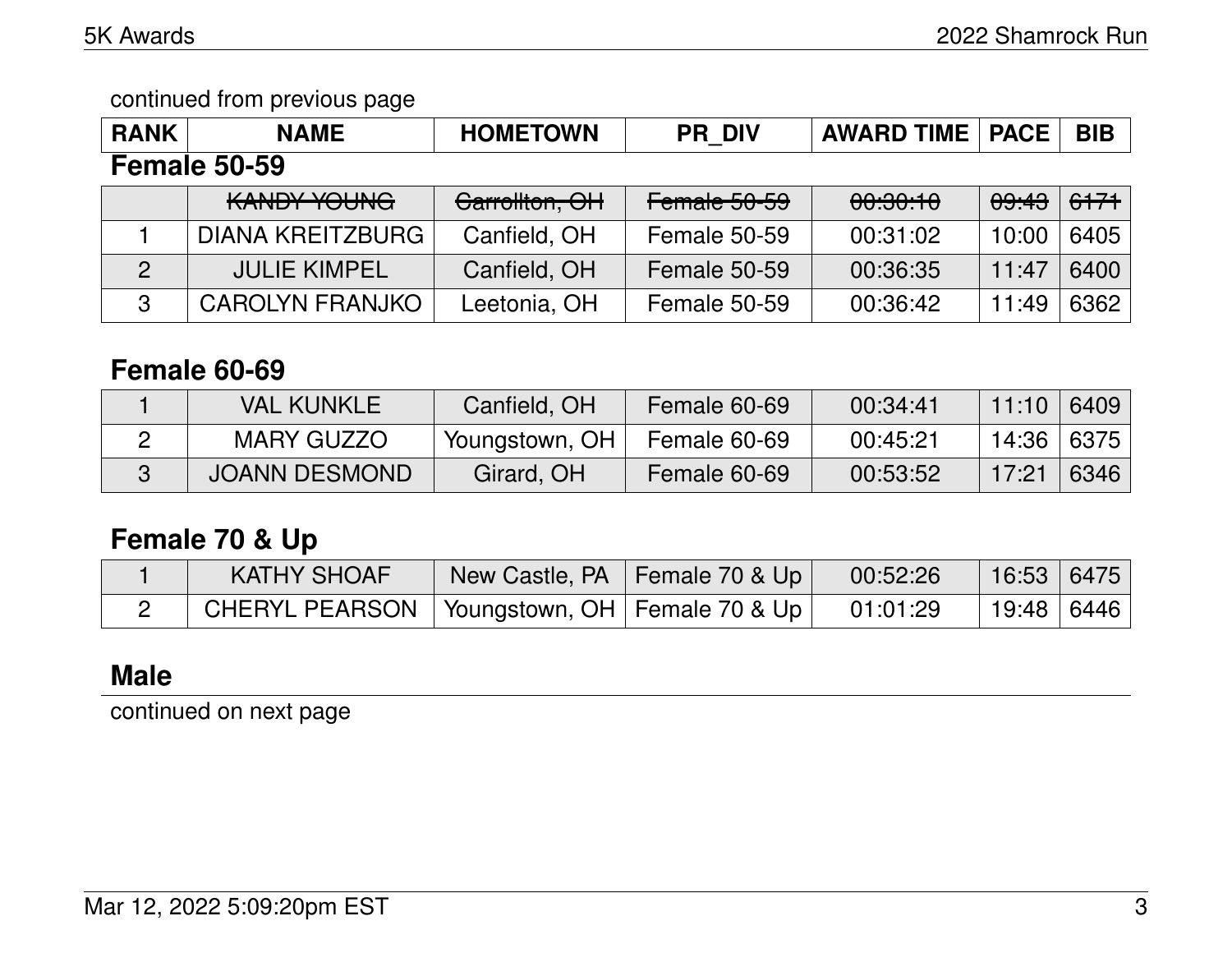continued from previous page

| RANK | NAME | HOMETOWN | PR_DIV | AWARD TIME | PACE | BIB |
|---|---|---|---|---|---|---|

## Female 50-59

| RANK | NAME | HOMETOWN | PR_DIV | AWARD TIME | PACE | BIB |
|---|---|---|---|---|---|---|
| | ~~KANDY YOUNG~~ | ~~Carrollton, OH~~ | ~~Female 50-59~~ | ~~00:30:10~~ | ~~09:43~~ | ~~6171~~ |
| 1 | DIANA KREITZBURG | Canfield, OH | Female 50-59 | 00:31:02 | 10:00 | 6405 |
| 2 | JULIE KIMPEL | Canfield, OH | Female 50-59 | 00:36:35 | 11:47 | 6400 |
| 3 | CAROLYN FRANJKO | Leetonia, OH | Female 50-59 | 00:36:42 | 11:49 | 6362 |

## Female 60-69

| RANK | NAME | HOMETOWN | PR_DIV | AWARD TIME | PACE | BIB |
|---|---|---|---|---|---|---|
| 1 | VAL KUNKLE | Canfield, OH | Female 60-69 | 00:34:41 | 11:10 | 6409 |
| 2 | MARY GUZZO | Youngstown, OH | Female 60-69 | 00:45:21 | 14:36 | 6375 |
| 3 | JOANN DESMOND | Girard, OH | Female 60-69 | 00:53:52 | 17:21 | 6346 |

## Female 70 & Up

| RANK | NAME | HOMETOWN | PR_DIV | AWARD TIME | PACE | BIB |
|---|---|---|---|---|---|---|
| 1 | KATHY SHOAF | New Castle, PA | Female 70 & Up | 00:52:26 | 16:53 | 6475 |
| 2 | CHERYL PEARSON | Youngstown, OH | Female 70 & Up | 01:01:29 | 19:48 | 6446 |

## Male

continued on next page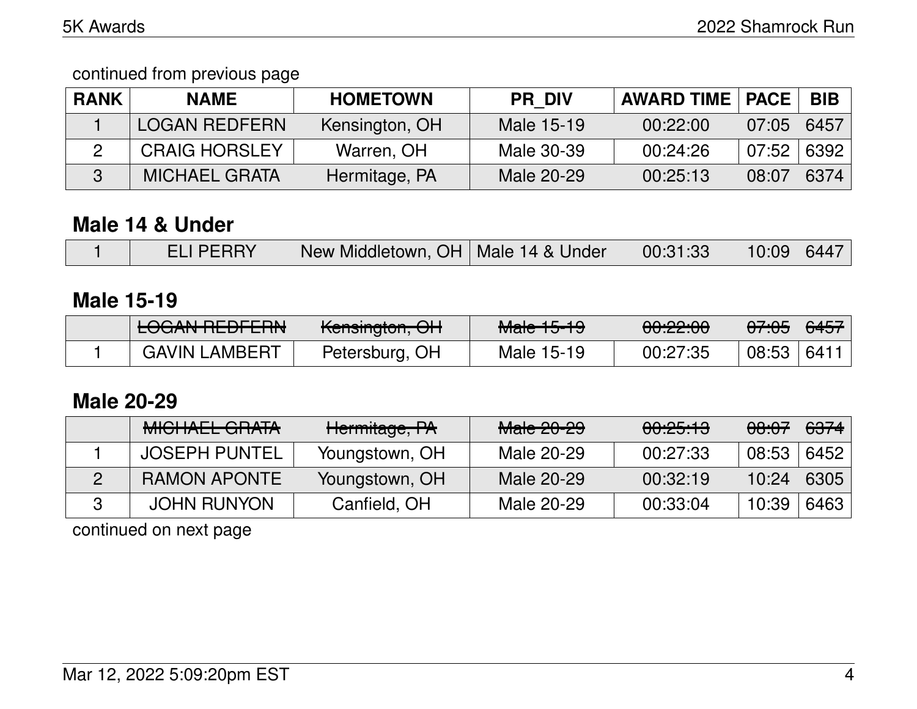continued from previous page

| RANK | NAME | HOMETOWN | PR_DIV | AWARD TIME | PACE | BIB |
|---|---|---|---|---|---|---|
| 1 | LOGAN REDFERN | Kensington, OH | Male 15-19 | 00:22:00 | 07:05 | 6457 |
| 2 | CRAIG HORSLEY | Warren, OH | Male 30-39 | 00:24:26 | 07:52 | 6392 |
| 3 | MICHAEL GRATA | Hermitage, PA | Male 20-29 | 00:25:13 | 08:07 | 6374 |

## Male 14 & Under

| RANK | NAME | HOMETOWN | PR_DIV | AWARD TIME | PACE | BIB |
|---|---|---|---|---|---|---|
| 1 | ELI PERRY | New Middletown, OH | Male 14 & Under | 00:31:33 | 10:09 | 6447 |

## Male 15-19

| RANK | NAME | HOMETOWN | PR_DIV | AWARD TIME | PACE | BIB |
|---|---|---|---|---|---|---|
| | ~~LOGAN REDFERN~~ | ~~Kensington, OH~~ | ~~Male 15-19~~ | ~~00:22:00~~ | ~~07:05~~ | ~~6457~~ |
| 1 | GAVIN LAMBERT | Petersburg, OH | Male 15-19 | 00:27:35 | 08:53 | 6411 |

## Male 20-29

| RANK | NAME | HOMETOWN | PR_DIV | AWARD TIME | PACE | BIB |
|---|---|---|---|---|---|---|
| | ~~MICHAEL GRATA~~ | ~~Hermitage, PA~~ | ~~Male 20-29~~ | ~~00:25:13~~ | ~~08:07~~ | ~~6374~~ |
| 1 | JOSEPH PUNTEL | Youngstown, OH | Male 20-29 | 00:27:33 | 08:53 | 6452 |
| 2 | RAMON APONTE | Youngstown, OH | Male 20-29 | 00:32:19 | 10:24 | 6305 |
| 3 | JOHN RUNYON | Canfield, OH | Male 20-29 | 00:33:04 | 10:39 | 6463 |

continued on next page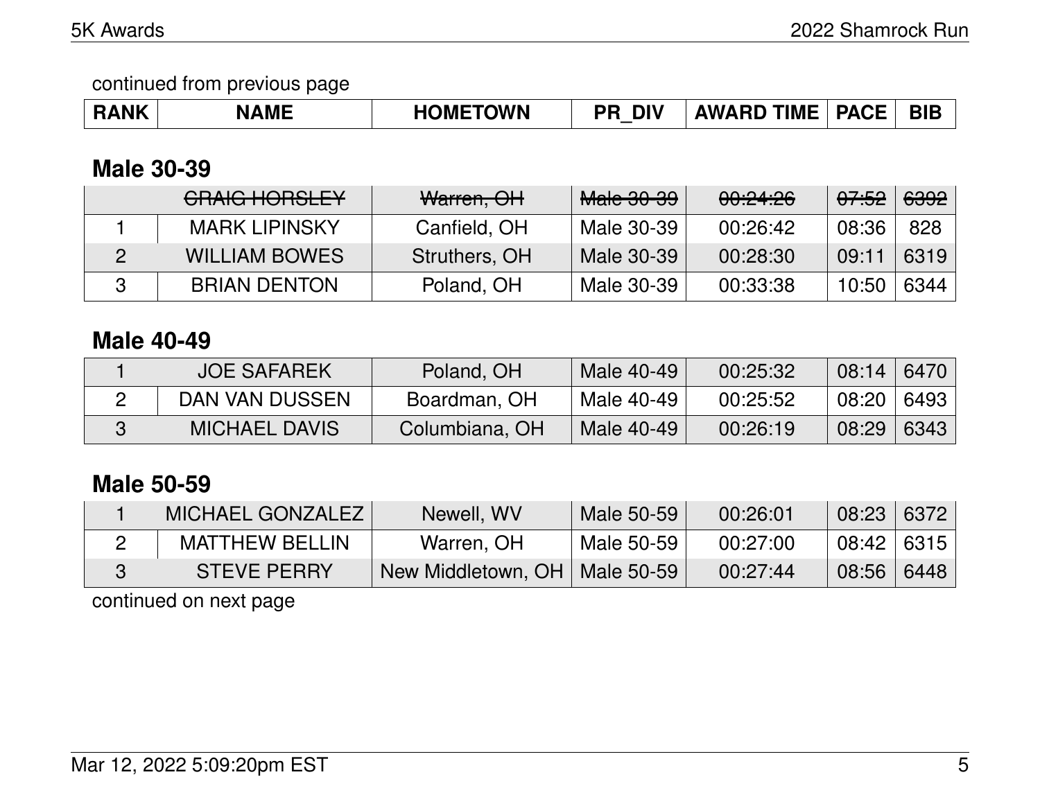continued from previous page

| RANK | NAME | HOMETOWN | PR_DIV | AWARD TIME | PACE | BIB |
|---|---|---|---|---|---|---|

## Male 30-39

| RANK | NAME | HOMETOWN | PR_DIV | AWARD TIME | PACE | BIB |
|---|---|---|---|---|---|---|
| | ~~CRAIG HORSLEY~~ | ~~Warren, OH~~ | ~~Male 30-39~~ | ~~00:24:26~~ | ~~07:52~~ | ~~6392~~ |
| 1 | MARK LIPINSKY | Canfield, OH | Male 30-39 | 00:26:42 | 08:36 | 828 |
| 2 | WILLIAM BOWES | Struthers, OH | Male 30-39 | 00:28:30 | 09:11 | 6319 |
| 3 | BRIAN DENTON | Poland, OH | Male 30-39 | 00:33:38 | 10:50 | 6344 |

## Male 40-49

| RANK | NAME | HOMETOWN | PR_DIV | AWARD TIME | PACE | BIB |
|---|---|---|---|---|---|---|
| 1 | JOE SAFAREK | Poland, OH | Male 40-49 | 00:25:32 | 08:14 | 6470 |
| 2 | DAN VAN DUSSEN | Boardman, OH | Male 40-49 | 00:25:52 | 08:20 | 6493 |
| 3 | MICHAEL DAVIS | Columbiana, OH | Male 40-49 | 00:26:19 | 08:29 | 6343 |

## Male 50-59

| RANK | NAME | HOMETOWN | PR_DIV | AWARD TIME | PACE | BIB |
|---|---|---|---|---|---|---|
| 1 | MICHAEL GONZALEZ | Newell, WV | Male 50-59 | 00:26:01 | 08:23 | 6372 |
| 2 | MATTHEW BELLIN | Warren, OH | Male 50-59 | 00:27:00 | 08:42 | 6315 |
| 3 | STEVE PERRY | New Middletown, OH | Male 50-59 | 00:27:44 | 08:56 | 6448 |

continued on next page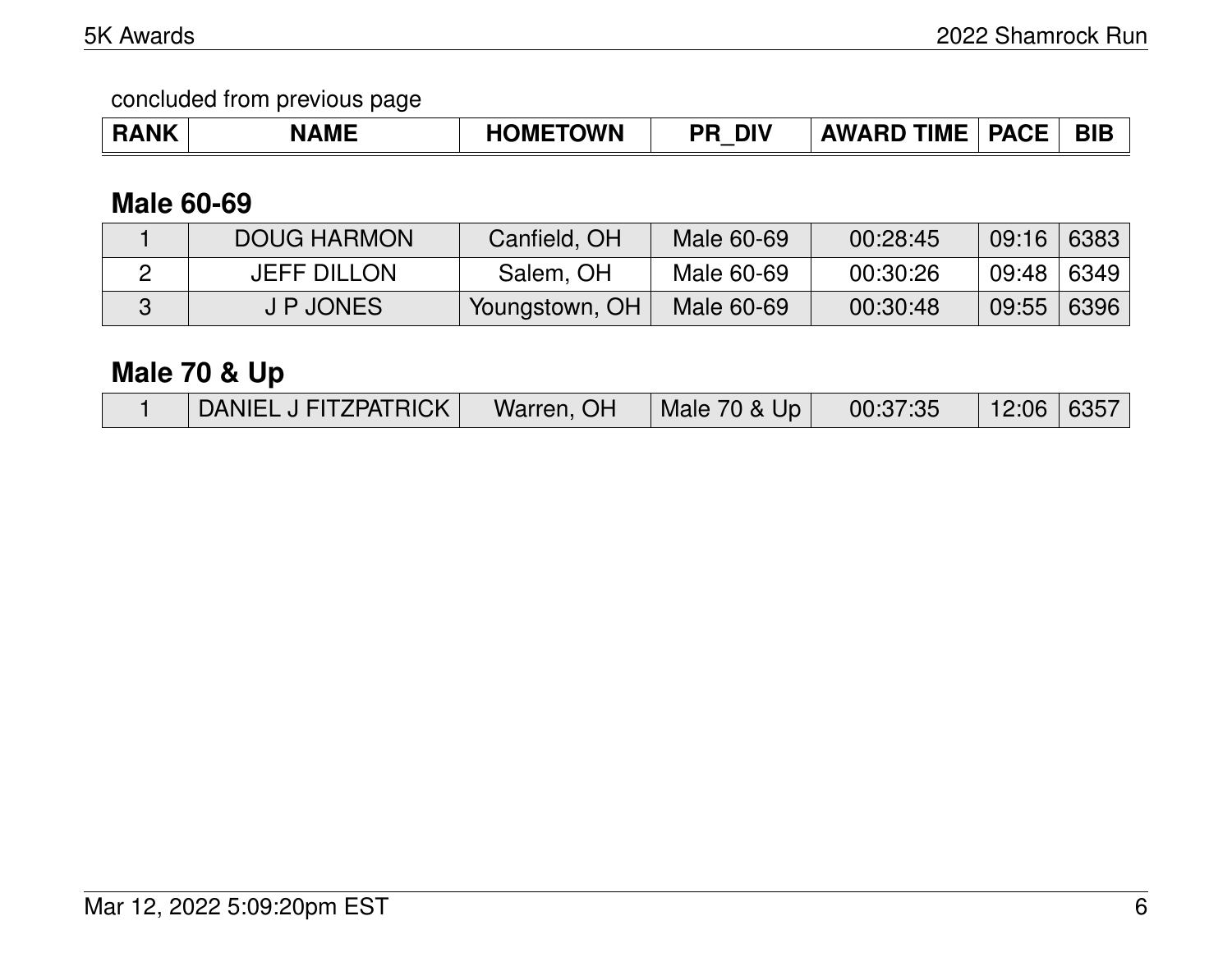concluded from previous page

| RANK | NAME | HOMETOWN | PR_DIV | AWARD TIME | PACE | BIB |
|---|---|---|---|---|---|---|

## Male 60-69

| RANK | NAME | HOMETOWN | PR_DIV | AWARD TIME | PACE | BIB |
|---|---|---|---|---|---|---|
| 1 | DOUG HARMON | Canfield, OH | Male 60-69 | 00:28:45 | 09:16 | 6383 |
| 2 | JEFF DILLON | Salem, OH | Male 60-69 | 00:30:26 | 09:48 | 6349 |
| 3 | J P JONES | Youngstown, OH | Male 60-69 | 00:30:48 | 09:55 | 6396 |

## Male 70 & Up

| RANK | NAME | HOMETOWN | PR_DIV | AWARD TIME | PACE | BIB |
|---|---|---|---|---|---|---|
| 1 | DANIEL J FITZPATRICK | Warren, OH | Male 70 & Up | 00:37:35 | 12:06 | 6357 |